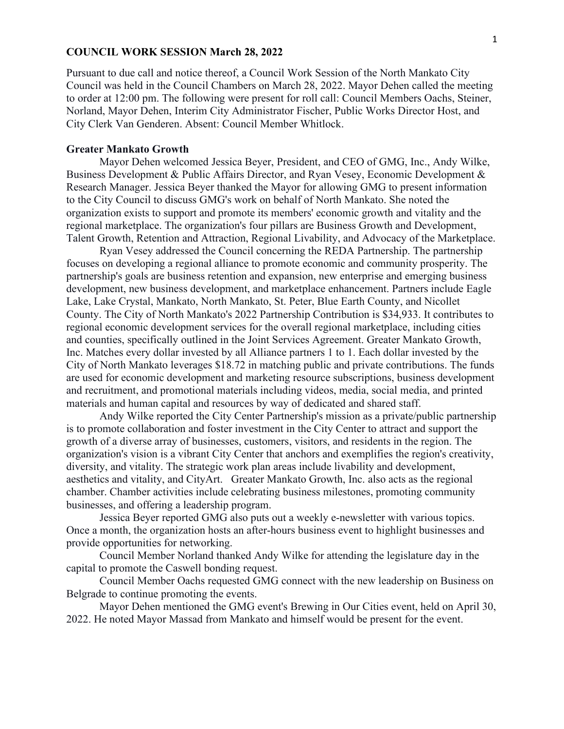## COUNCIL WORK SESSION March 28, 2022

Pursuant to due call and notice thereof, a Council Work Session of the North Mankato City Council was held in the Council Chambers on March 28, 2022. Mayor Dehen called the meeting to order at 12:00 pm. The following were present for roll call: Council Members Oachs, Steiner, Norland, Mayor Dehen, Interim City Administrator Fischer, Public Works Director Host, and City Clerk Van Genderen. Absent: Council Member Whitlock.

### Greater Mankato Growth

Mayor Dehen welcomed Jessica Beyer, President, and CEO of GMG, Inc., Andy Wilke, Business Development & Public Affairs Director, and Ryan Vesey, Economic Development & Research Manager. Jessica Beyer thanked the Mayor for allowing GMG to present information to the City Council to discuss GMG's work on behalf of North Mankato. She noted the organization exists to support and promote its members' economic growth and vitality and the regional marketplace. The organization's four pillars are Business Growth and Development, Talent Growth, Retention and Attraction, Regional Livability, and Advocacy of the Marketplace.

Ryan Vesey addressed the Council concerning the REDA Partnership. The partnership focuses on developing a regional alliance to promote economic and community prosperity. The partnership's goals are business retention and expansion, new enterprise and emerging business development, new business development, and marketplace enhancement. Partners include Eagle Lake, Lake Crystal, Mankato, North Mankato, St. Peter, Blue Earth County, and Nicollet County. The City of North Mankato's 2022 Partnership Contribution is $34,933. It contributes to regional economic development services for the overall regional marketplace, including cities and counties, specifically outlined in the Joint Services Agreement. Greater Mankato Growth, Inc. Matches every dollar invested by all Alliance partners 1 to 1. Each dollar invested by the City of North Mankato leverages $18.72 in matching public and private contributions. The funds are used for economic development and marketing resource subscriptions, business development and recruitment, and promotional materials including videos, media, social media, and printed materials and human capital and resources by way of dedicated and shared staff.

Andy Wilke reported the City Center Partnership's mission as a private/public partnership is to promote collaboration and foster investment in the City Center to attract and support the growth of a diverse array of businesses, customers, visitors, and residents in the region. The organization's vision is a vibrant City Center that anchors and exemplifies the region's creativity, diversity, and vitality. The strategic work plan areas include livability and development, aesthetics and vitality, and CityArt. Greater Mankato Growth, Inc. also acts as the regional chamber. Chamber activities include celebrating business milestones, promoting community businesses, and offering a leadership program.

Jessica Beyer reported GMG also puts out a weekly e-newsletter with various topics. Once a month, the organization hosts an after-hours business event to highlight businesses and provide opportunities for networking.

Council Member Norland thanked Andy Wilke for attending the legislature day in the capital to promote the Caswell bonding request.

Council Member Oachs requested GMG connect with the new leadership on Business on Belgrade to continue promoting the events.

Mayor Dehen mentioned the GMG event's Brewing in Our Cities event, held on April 30, 2022. He noted Mayor Massad from Mankato and himself would be present for the event.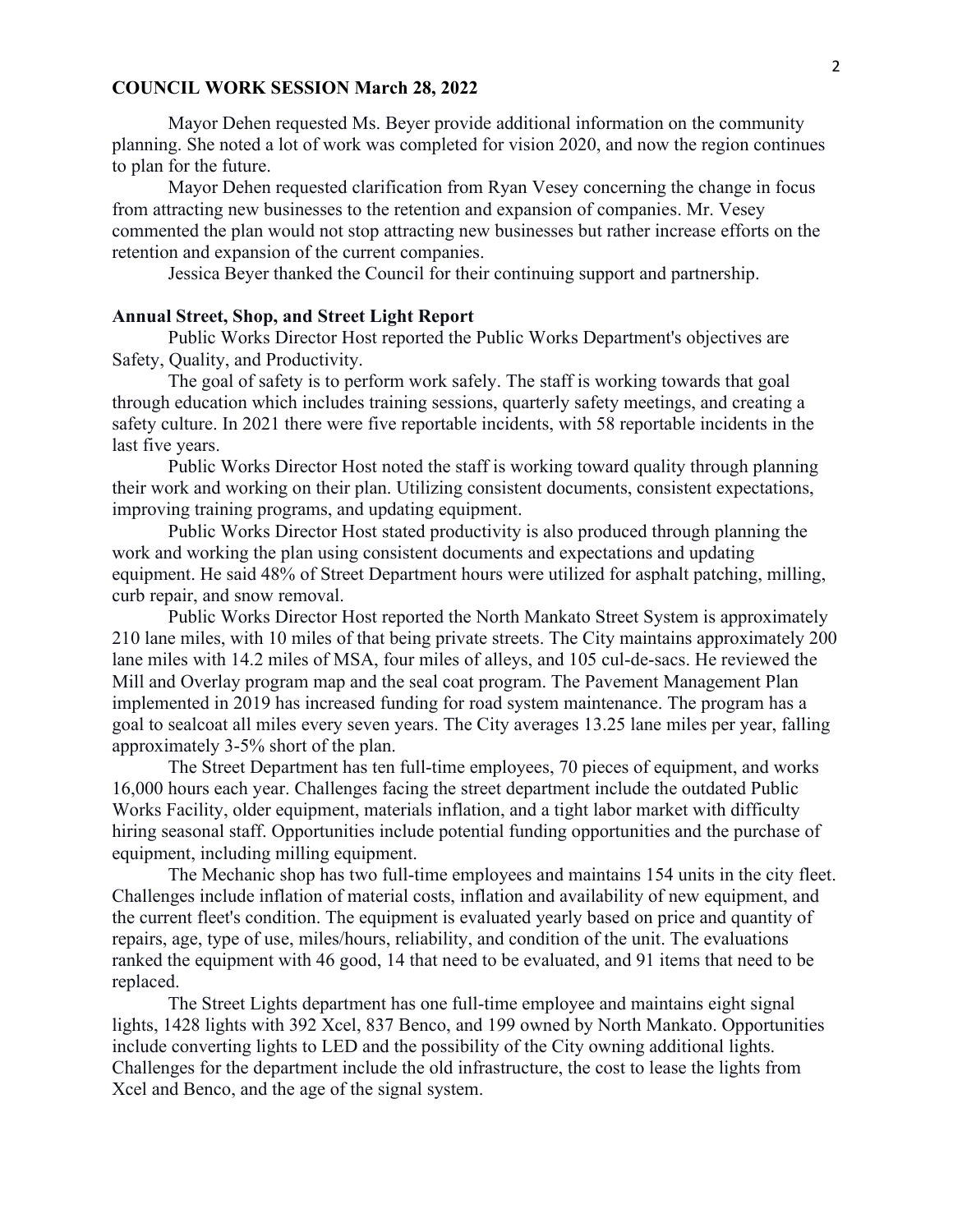**COUNCIL WORK SESSION March 28, 2022**

Mayor Dehen requested Ms. Beyer provide additional information on the community planning. She noted a lot of work was completed for vision 2020, and now the region continues to plan for the future.

Mayor Dehen requested clarification from Ryan Vesey concerning the change in focus from attracting new businesses to the retention and expansion of companies. Mr. Vesey commented the plan would not stop attracting new businesses but rather increase efforts on the retention and expansion of the current companies.

Jessica Beyer thanked the Council for their continuing support and partnership.

**Annual Street, Shop, and Street Light Report**

Public Works Director Host reported the Public Works Department's objectives are Safety, Quality, and Productivity.

The goal of safety is to perform work safely. The staff is working towards that goal through education which includes training sessions, quarterly safety meetings, and creating a safety culture. In 2021 there were five reportable incidents, with 58 reportable incidents in the last five years.

Public Works Director Host noted the staff is working toward quality through planning their work and working on their plan. Utilizing consistent documents, consistent expectations, improving training programs, and updating equipment.

Public Works Director Host stated productivity is also produced through planning the work and working the plan using consistent documents and expectations and updating equipment. He said 48% of Street Department hours were utilized for asphalt patching, milling, curb repair, and snow removal.

Public Works Director Host reported the North Mankato Street System is approximately 210 lane miles, with 10 miles of that being private streets. The City maintains approximately 200 lane miles with 14.2 miles of MSA, four miles of alleys, and 105 cul-de-sacs. He reviewed the Mill and Overlay program map and the seal coat program. The Pavement Management Plan implemented in 2019 has increased funding for road system maintenance. The program has a goal to sealcoat all miles every seven years. The City averages 13.25 lane miles per year, falling approximately 3-5% short of the plan.

The Street Department has ten full-time employees, 70 pieces of equipment, and works 16,000 hours each year. Challenges facing the street department include the outdated Public Works Facility, older equipment, materials inflation, and a tight labor market with difficulty hiring seasonal staff. Opportunities include potential funding opportunities and the purchase of equipment, including milling equipment.

The Mechanic shop has two full-time employees and maintains 154 units in the city fleet. Challenges include inflation of material costs, inflation and availability of new equipment, and the current fleet's condition. The equipment is evaluated yearly based on price and quantity of repairs, age, type of use, miles/hours, reliability, and condition of the unit. The evaluations ranked the equipment with 46 good, 14 that need to be evaluated, and 91 items that need to be replaced.

The Street Lights department has one full-time employee and maintains eight signal lights, 1428 lights with 392 Xcel, 837 Benco, and 199 owned by North Mankato. Opportunities include converting lights to LED and the possibility of the City owning additional lights. Challenges for the department include the old infrastructure, the cost to lease the lights from Xcel and Benco, and the age of the signal system.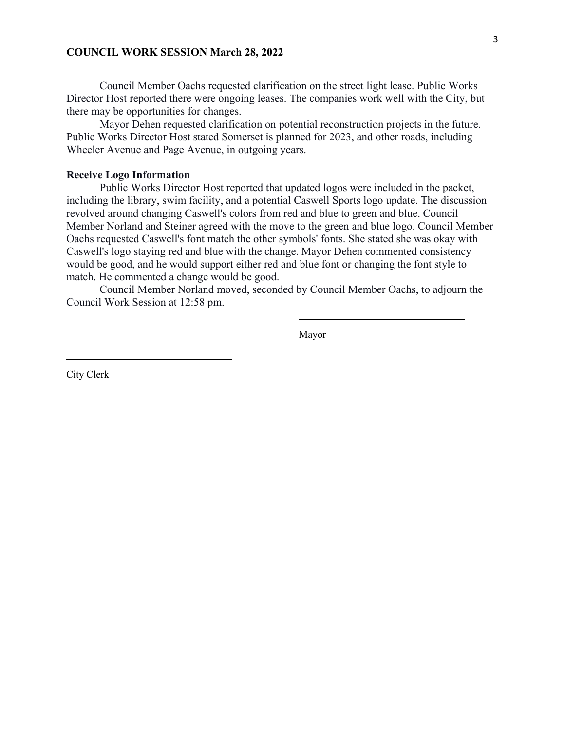Council Member Oachs requested clarification on the street light lease. Public Works Director Host reported there were ongoing leases. The companies work well with the City, but there may be opportunities for changes.

Mayor Dehen requested clarification on potential reconstruction projects in the future. Public Works Director Host stated Somerset is planned for 2023, and other roads, including Wheeler Avenue and Page Avenue, in outgoing years.

**Receive Logo Information**

Public Works Director Host reported that updated logos were included in the packet, including the library, swim facility, and a potential Caswell Sports logo update. The discussion revolved around changing Caswell's colors from red and blue to green and blue. Council Member Norland and Steiner agreed with the move to the green and blue logo. Council Member Oachs requested Caswell's font match the other symbols' fonts. She stated she was okay with Caswell's logo staying red and blue with the change. Mayor Dehen commented consistency would be good, and he would support either red and blue font or changing the font style to match. He commented a change would be good.

Council Member Norland moved, seconded by Council Member Oachs, to adjourn the Council Work Session at 12:58 pm.

\_\_\_\_\_\_\_\_\_\_\_\_\_\_\_\_\_\_\_\_\_\_\_\_\_\_\_\_\_\_\_\_

Mayor

\_\_\_\_\_\_\_\_\_\_\_\_\_\_\_\_\_\_\_\_\_\_\_\_\_\_\_\_\_\_\_\_

City Clerk